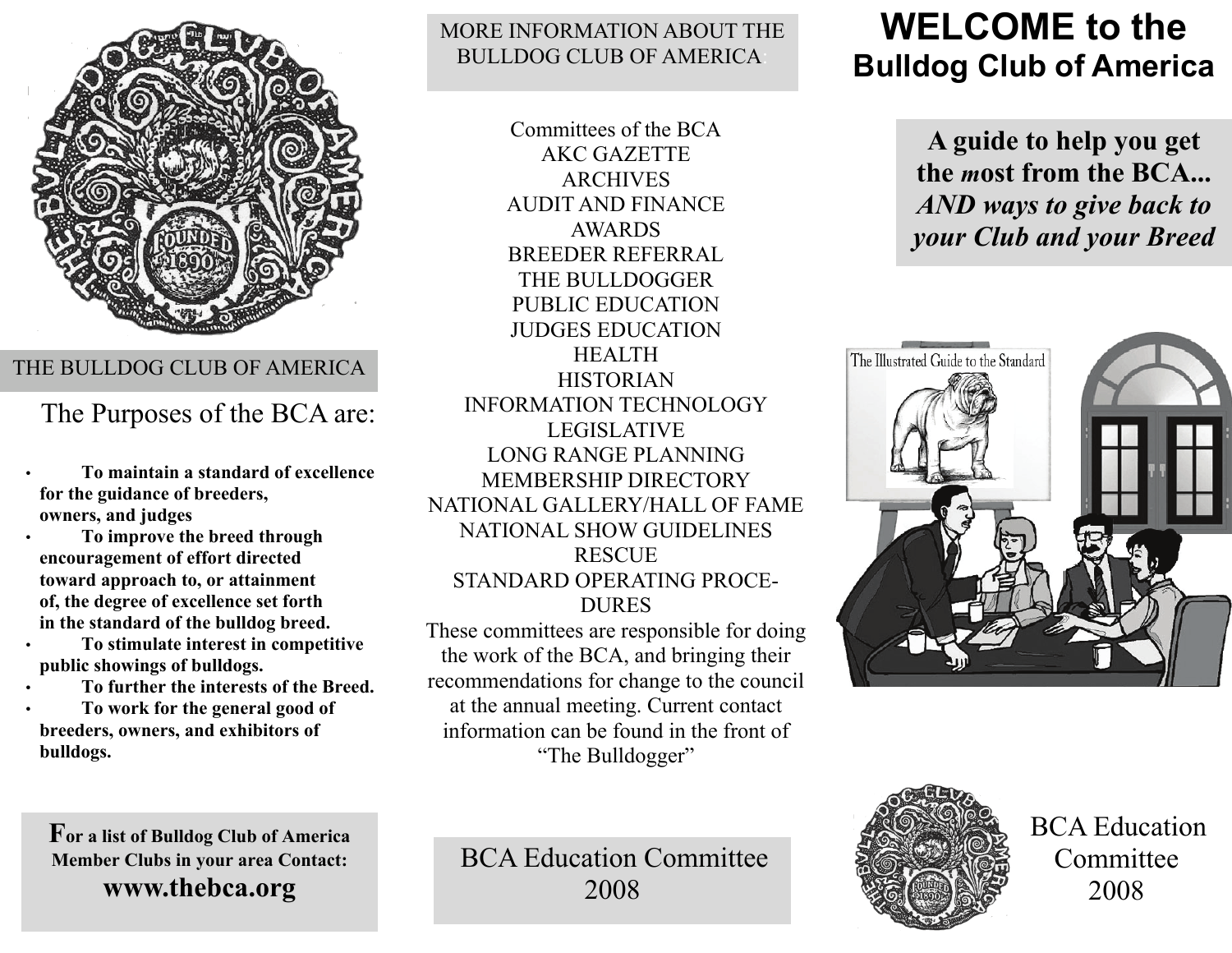THE BULLDOG CLUB OF AMERICA

## The Purposes of the BCA are:

- **To maintain a standard of excellence for the guidance of breeders, owners, and judges**
- **To improve the breed through encouragement of effort directed toward approach to, or attainment of, the degree of excellence set forth in the standard of the bulldog breed.**
- **To stimulate interest in competitive public showings of bulldogs.**
- **To further the interests of the Breed.**
- **To work for the general good of breeders, owners, and exhibitors of bulldogs.**

**For a list of Bulldog Club of America Member Clubs in your area Contact:**

**www.thebca.org**

MORE INFORMATION ABOUT THE BULLDOG CLUB OF AMERICA:

Committees of the BCA
AKC GAZETTE
ARCHIVES
AUDIT AND FINANCE
AWARDS
BREEDER REFERRAL
THE BULLDOGGER
PUBLIC EDUCATION
JUDGES EDUCATION
HEALTH
HISTORIAN
INFORMATION TECHNOLOGY
LEGISLATIVE
LONG RANGE PLANNING
MEMBERSHIP DIRECTORY
NATIONAL GALLERY/HALL OF FAME
NATIONAL SHOW GUIDELINES
RESCUE
STANDARD OPERATING PROCEDURES

These committees are responsible for doing the work of the BCA, and bringing their recommendations for change to the council at the annual meeting. Current contact information can be found in the front of "The Bulldogger"

BCA Education Committee
2008

# WELCOME to the Bulldog Club of America

**A guide to help you get the *m*ost from the BCA... *AND ways to give back to your Club and your Breed***

The Illustrated Guide to the Standard

BCA Education Committee
2008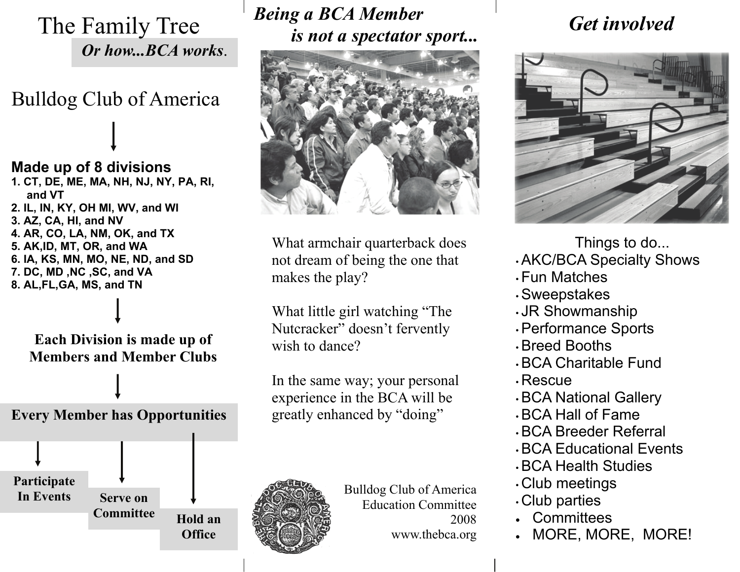# The Family Tree

***Or how...BCA works*.**

## Bulldog Club of America

↓

**Made up of 8 divisions**

1. **CT, DE, ME, MA, NH, NJ, NY, PA, RI, and VT**
2. **IL, IN, KY, OH MI, WV, and WI**
3. **AZ, CA, HI, and NV**
4. **AR, CO, LA, NM, OK, and TX**
5. **AK,ID, MT, OR, and WA**
6. **IA, KS, MN, MO, NE, ND, and SD**
7. **DC, MD ,NC ,SC, and VA**
8. **AL,FL,GA, MS, and TN**

↓

**Each Division is made up of Members and Member Clubs**

↓

**Every Member has Opportunities**

- **Participate In Events**
- **Serve on Committee**
- **Hold an Office**

## *Being a BCA Member is not a spectator sport...*

What armchair quarterback does not dream of being the one that makes the play?

What little girl watching "The Nutcracker" doesn't fervently wish to dance?

In the same way; your personal experience in the BCA will be greatly enhanced by "doing"

Bulldog Club of America
Education Committee
2008
www.thebca.org

## *Get involved*

Things to do...

- AKC/BCA Specialty Shows
- Fun Matches
- Sweepstakes
- JR Showmanship
- Performance Sports
- Breed Booths
- BCA Charitable Fund
- Rescue
- BCA National Gallery
- BCA Hall of Fame
- BCA Breeder Referral
- BCA Educational Events
- BCA Health Studies
- Club meetings
- Club parties
- Committees
- MORE, MORE, MORE!